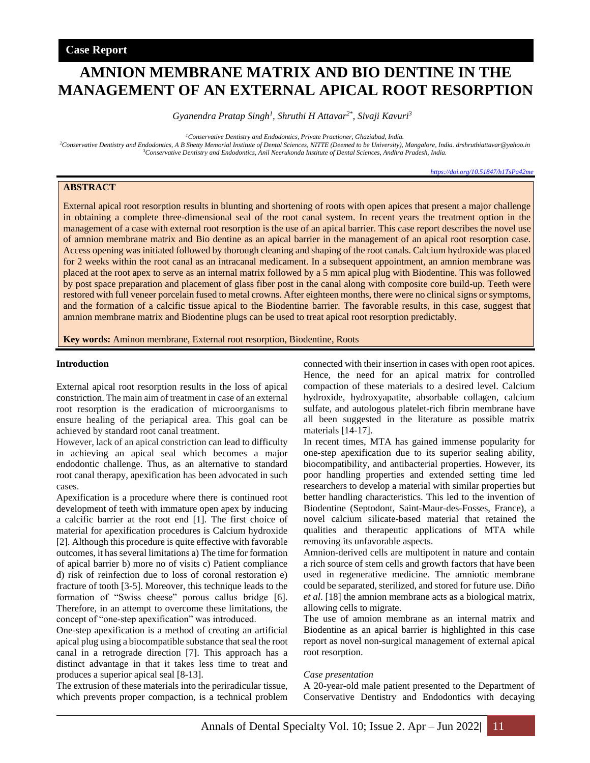Case Report

# AMNION MEMBRANE MATRIX AND BIO DENTINE IN THE MANAGEMENT OF AN EXTERNAL APICAL ROOT RESORPTION

*Gyanendra Pratap Singh[1], Shruthi H Attavar[2*], Sivaji Kavuri[3]*

[1]Conservative Dentistry and Endodontics, Private Practioner, Ghaziabad, India.
[2]Conservative Dentistry and Endodontics, A B Shetty Memorial Institute of Dental Sciences, NITTE (Deemed to be University), Mangalore, India. drshruthiattavar@yahoo.in
[3]Conservative Dentistry and Endodontics, Anil Neerukonda Institute of Dental Sciences, Andhra Pradesh, India.

https://doi.org/10.51847/h1TsPa42me

## ABSTRACT

External apical root resorption results in blunting and shortening of roots with open apices that present a major challenge in obtaining a complete three-dimensional seal of the root canal system. In recent years the treatment option in the management of a case with external root resorption is the use of an apical barrier. This case report describes the novel use of amnion membrane matrix and Bio dentine as an apical barrier in the management of an apical root resorption case. Access opening was initiated followed by thorough cleaning and shaping of the root canals. Calcium hydroxide was placed for 2 weeks within the root canal as an intracanal medicament. In a subsequent appointment, an amnion membrane was placed at the root apex to serve as an internal matrix followed by a 5 mm apical plug with Biodentine. This was followed by post space preparation and placement of glass fiber post in the canal along with composite core build-up. Teeth were restored with full veneer porcelain fused to metal crowns. After eighteen months, there were no clinical signs or symptoms, and the formation of a calcific tissue apical to the Biodentine barrier. The favorable results, in this case, suggest that amnion membrane matrix and Biodentine plugs can be used to treat apical root resorption predictably.

**Key words:** Aminon membrane, External root resorption, Biodentine, Roots

## Introduction

External apical root resorption results in the loss of apical constriction. The main aim of treatment in case of an external root resorption is the eradication of microorganisms to ensure healing of the periapical area. This goal can be achieved by standard root canal treatment.

However, lack of an apical constriction can lead to difficulty in achieving an apical seal which becomes a major endodontic challenge. Thus, as an alternative to standard root canal therapy, apexification has been advocated in such cases.

Apexification is a procedure where there is continued root development of teeth with immature open apex by inducing a calcific barrier at the root end [1]. The first choice of material for apexification procedures is Calcium hydroxide [2]. Although this procedure is quite effective with favorable outcomes, it has several limitations a) The time for formation of apical barrier b) more no of visits c) Patient compliance d) risk of reinfection due to loss of coronal restoration e) fracture of tooth [3-5]. Moreover, this technique leads to the formation of "Swiss cheese" porous callus bridge [6]. Therefore, in an attempt to overcome these limitations, the concept of "one-step apexification" was introduced.

One-step apexification is a method of creating an artificial apical plug using a biocompatible substance that seal the root canal in a retrograde direction [7]. This approach has a distinct advantage in that it takes less time to treat and produces a superior apical seal [8-13].

The extrusion of these materials into the periradicular tissue, which prevents proper compaction, is a technical problem connected with their insertion in cases with open root apices. Hence, the need for an apical matrix for controlled compaction of these materials to a desired level. Calcium hydroxide, hydroxyapatite, absorbable collagen, calcium sulfate, and autologous platelet-rich fibrin membrane have all been suggested in the literature as possible matrix materials [14-17].

In recent times, MTA has gained immense popularity for one-step apexification due to its superior sealing ability, biocompatibility, and antibacterial properties. However, its poor handling properties and extended setting time led researchers to develop a material with similar properties but better handling characteristics. This led to the invention of Biodentine (Septodont, Saint-Maur-des-Fosses, France), a novel calcium silicate-based material that retained the qualities and therapeutic applications of MTA while removing its unfavorable aspects.

Amnion-derived cells are multipotent in nature and contain a rich source of stem cells and growth factors that have been used in regenerative medicine. The amniotic membrane could be separated, sterilized, and stored for future use. Diño *et al*. [18] the amnion membrane acts as a biological matrix, allowing cells to migrate.

The use of amnion membrane as an internal matrix and Biodentine as an apical barrier is highlighted in this case report as novel non-surgical management of external apical root resorption.

*Case presentation*

A 20-year-old male patient presented to the Department of Conservative Dentistry and Endodontics with decaying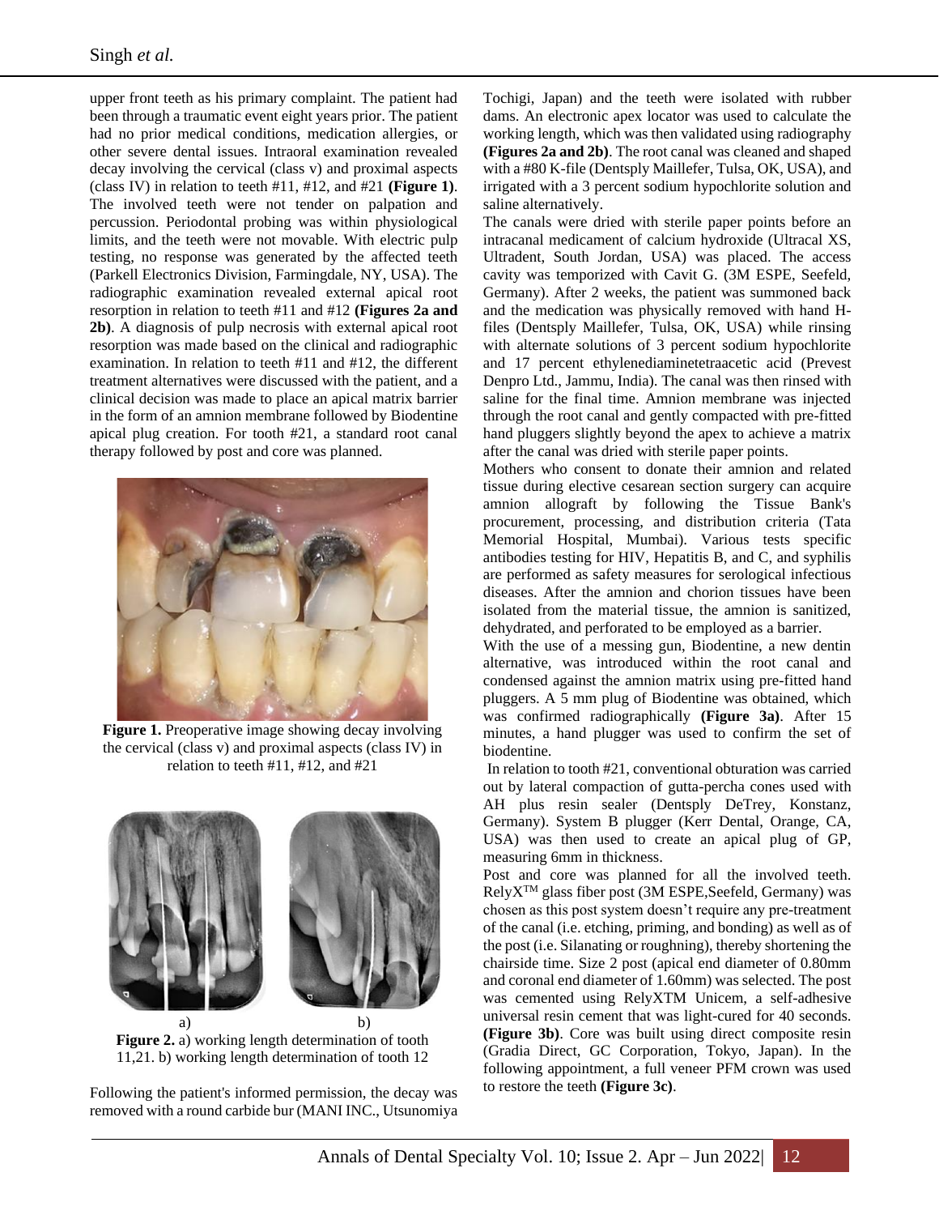upper front teeth as his primary complaint. The patient had been through a traumatic event eight years prior. The patient had no prior medical conditions, medication allergies, or other severe dental issues. Intraoral examination revealed decay involving the cervical (class v) and proximal aspects (class IV) in relation to teeth #11, #12, and #21 **(Figure 1)**. The involved teeth were not tender on palpation and percussion. Periodontal probing was within physiological limits, and the teeth were not movable. With electric pulp testing, no response was generated by the affected teeth (Parkell Electronics Division, Farmingdale, NY, USA). The radiographic examination revealed external apical root resorption in relation to teeth #11 and #12 **(Figures 2a and 2b)**. A diagnosis of pulp necrosis with external apical root resorption was made based on the clinical and radiographic examination. In relation to teeth #11 and #12, the different treatment alternatives were discussed with the patient, and a clinical decision was made to place an apical matrix barrier in the form of an amnion membrane followed by Biodentine apical plug creation. For tooth #21, a standard root canal therapy followed by post and core was planned.

**Figure 1.** Preoperative image showing decay involving the cervical (class v) and proximal aspects (class IV) in relation to teeth #11, #12, and #21

**Figure 2.** a) working length determination of tooth 11,21. b) working length determination of tooth 12

Following the patient's informed permission, the decay was removed with a round carbide bur (MANI INC., Utsunomiya Tochigi, Japan) and the teeth were isolated with rubber dams. An electronic apex locator was used to calculate the working length, which was then validated using radiography **(Figures 2a and 2b)**. The root canal was cleaned and shaped with a #80 K-file (Dentsply Maillefer, Tulsa, OK, USA), and irrigated with a 3 percent sodium hypochlorite solution and saline alternatively.

The canals were dried with sterile paper points before an intracanal medicament of calcium hydroxide (Ultracal XS, Ultradent, South Jordan, USA) was placed. The access cavity was temporized with Cavit G. (3M ESPE, Seefeld, Germany). After 2 weeks, the patient was summoned back and the medication was physically removed with hand H-files (Dentsply Maillefer, Tulsa, OK, USA) while rinsing with alternate solutions of 3 percent sodium hypochlorite and 17 percent ethylenediaminetetraacetic acid (Prevest Denpro Ltd., Jammu, India). The canal was then rinsed with saline for the final time. Amnion membrane was injected through the root canal and gently compacted with pre-fitted hand pluggers slightly beyond the apex to achieve a matrix after the canal was dried with sterile paper points.

Mothers who consent to donate their amnion and related tissue during elective cesarean section surgery can acquire amnion allograft by following the Tissue Bank's procurement, processing, and distribution criteria (Tata Memorial Hospital, Mumbai). Various tests specific antibodies testing for HIV, Hepatitis B, and C, and syphilis are performed as safety measures for serological infectious diseases. After the amnion and chorion tissues have been isolated from the material tissue, the amnion is sanitized, dehydrated, and perforated to be employed as a barrier.

With the use of a messing gun, Biodentine, a new dentin alternative, was introduced within the root canal and condensed against the amnion matrix using pre-fitted hand pluggers. A 5 mm plug of Biodentine was obtained, which was confirmed radiographically **(Figure 3a)**. After 15 minutes, a hand plugger was used to confirm the set of biodentine.

In relation to tooth #21, conventional obturation was carried out by lateral compaction of gutta-percha cones used with AH plus resin sealer (Dentsply DeTrey, Konstanz, Germany). System B plugger (Kerr Dental, Orange, CA, USA) was then used to create an apical plug of GP, measuring 6mm in thickness.

Post and core was planned for all the involved teeth. RelyX$^{TM}$ glass fiber post (3M ESPE,Seefeld, Germany) was chosen as this post system doesn't require any pre-treatment of the canal (i.e. etching, priming, and bonding) as well as of the post (i.e. Silanating or roughning), thereby shortening the chairside time. Size 2 post (apical end diameter of 0.80mm and coronal end diameter of 1.60mm) was selected. The post was cemented using RelyXTM Unicem, a self-adhesive universal resin cement that was light-cured for 40 seconds. **(Figure 3b)**. Core was built using direct composite resin (Gradia Direct, GC Corporation, Tokyo, Japan). In the following appointment, a full veneer PFM crown was used to restore the teeth **(Figure 3c)**.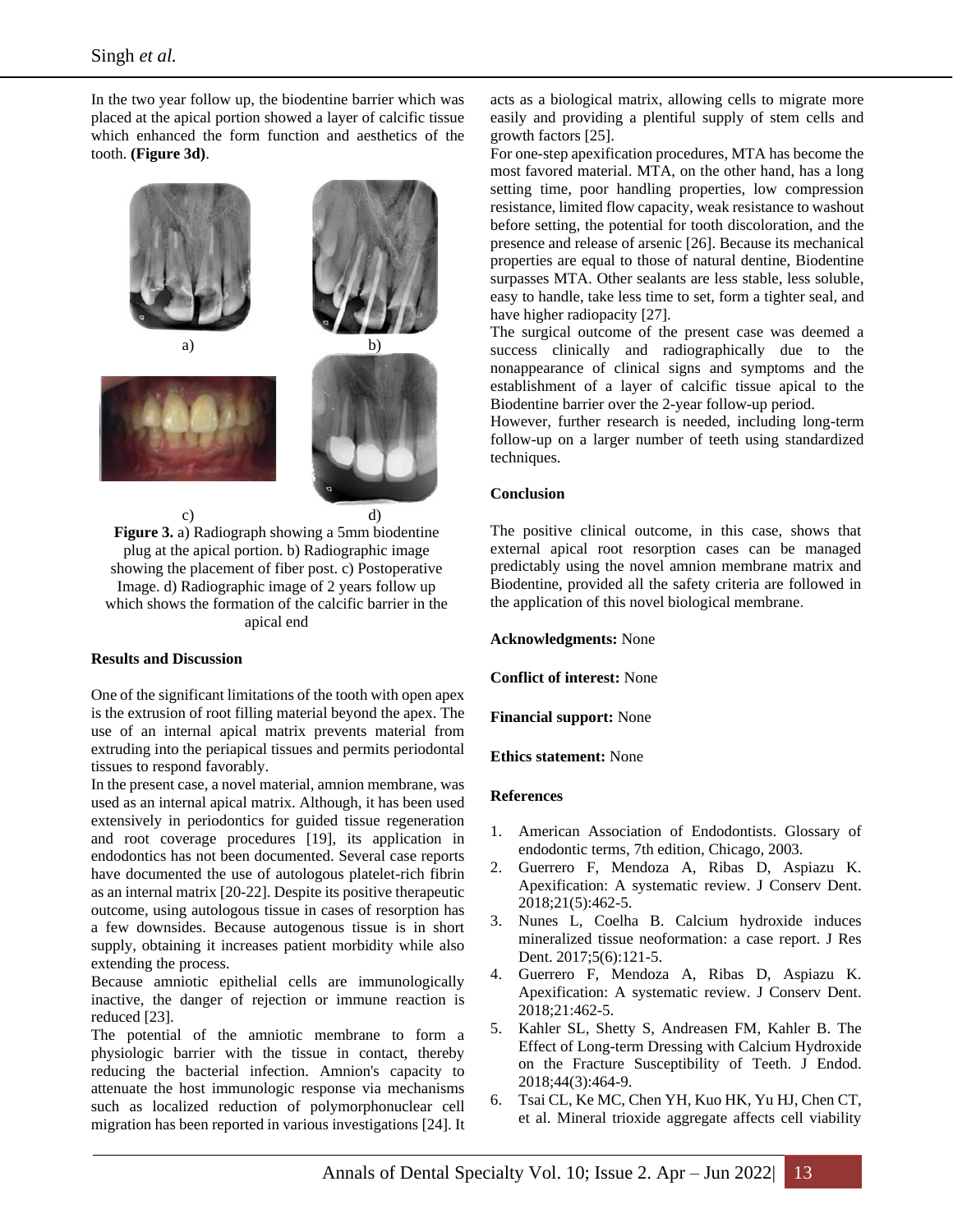In the two year follow up, the biodentine barrier which was placed at the apical portion showed a layer of calcific tissue which enhanced the form function and aesthetics of the tooth. **(Figure 3d)**.

**Figure 3.** a) Radiograph showing a 5mm biodentine plug at the apical portion. b) Radiographic image showing the placement of fiber post. c) Postoperative Image. d) Radiographic image of 2 years follow up which shows the formation of the calcific barrier in the apical end

**Results and Discussion**

One of the significant limitations of the tooth with open apex is the extrusion of root filling material beyond the apex. The use of an internal apical matrix prevents material from extruding into the periapical tissues and permits periodontal tissues to respond favorably.

In the present case, a novel material, amnion membrane, was used as an internal apical matrix. Although, it has been used extensively in periodontics for guided tissue regeneration and root coverage procedures [19], its application in endodontics has not been documented. Several case reports have documented the use of autologous platelet-rich fibrin as an internal matrix [20-22]. Despite its positive therapeutic outcome, using autologous tissue in cases of resorption has a few downsides. Because autogenous tissue is in short supply, obtaining it increases patient morbidity while also extending the process.

Because amniotic epithelial cells are immunologically inactive, the danger of rejection or immune reaction is reduced [23].

The potential of the amniotic membrane to form a physiologic barrier with the tissue in contact, thereby reducing the bacterial infection. Amnion's capacity to attenuate the host immunologic response via mechanisms such as localized reduction of polymorphonuclear cell migration has been reported in various investigations [24]. It acts as a biological matrix, allowing cells to migrate more easily and providing a plentiful supply of stem cells and growth factors [25].

For one-step apexification procedures, MTA has become the most favored material. MTA, on the other hand, has a long setting time, poor handling properties, low compression resistance, limited flow capacity, weak resistance to washout before setting, the potential for tooth discoloration, and the presence and release of arsenic [26]. Because its mechanical properties are equal to those of natural dentine, Biodentine surpasses MTA. Other sealants are less stable, less soluble, easy to handle, take less time to set, form a tighter seal, and have higher radiopacity [27].

The surgical outcome of the present case was deemed a success clinically and radiographically due to the nonappearance of clinical signs and symptoms and the establishment of a layer of calcific tissue apical to the Biodentine barrier over the 2-year follow-up period.

However, further research is needed, including long-term follow-up on a larger number of teeth using standardized techniques.

**Conclusion**

The positive clinical outcome, in this case, shows that external apical root resorption cases can be managed predictably using the novel amnion membrane matrix and Biodentine, provided all the safety criteria are followed in the application of this novel biological membrane.

**Acknowledgments:** None

**Conflict of interest:** None

**Financial support:** None

**Ethics statement:** None

**References**

1. American Association of Endodontists. Glossary of endodontic terms, 7th edition, Chicago, 2003.
2. Guerrero F, Mendoza A, Ribas D, Aspiazu K. Apexification: A systematic review. J Conserv Dent. 2018;21(5):462-5.
3. Nunes L, Coelha B. Calcium hydroxide induces mineralized tissue neoformation: a case report. J Res Dent. 2017;5(6):121-5.
4. Guerrero F, Mendoza A, Ribas D, Aspiazu K. Apexification: A systematic review. J Conserv Dent. 2018;21:462-5.
5. Kahler SL, Shetty S, Andreasen FM, Kahler B. The Effect of Long-term Dressing with Calcium Hydroxide on the Fracture Susceptibility of Teeth. J Endod. 2018;44(3):464-9.
6. Tsai CL, Ke MC, Chen YH, Kuo HK, Yu HJ, Chen CT, et al. Mineral trioxide aggregate affects cell viability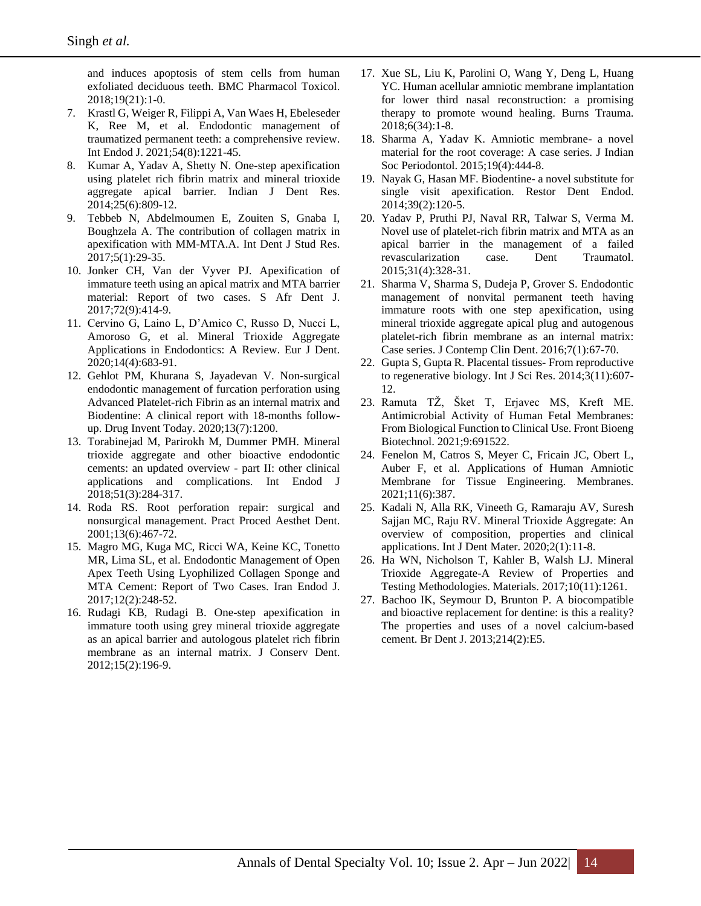and induces apoptosis of stem cells from human exfoliated deciduous teeth. BMC Pharmacol Toxicol. 2018;19(21):1-0.

7. Krastl G, Weiger R, Filippi A, Van Waes H, Ebeleseder K, Ree M, et al. Endodontic management of traumatized permanent teeth: a comprehensive review. Int Endod J. 2021;54(8):1221-45.
8. Kumar A, Yadav A, Shetty N. One-step apexification using platelet rich fibrin matrix and mineral trioxide aggregate apical barrier. Indian J Dent Res. 2014;25(6):809-12.
9. Tebbeb N, Abdelmoumen E, Zouiten S, Gnaba I, Boughzela A. The contribution of collagen matrix in apexification with MM-MTA.A. Int Dent J Stud Res. 2017;5(1):29-35.
10. Jonker CH, Van der Vyver PJ. Apexification of immature teeth using an apical matrix and MTA barrier material: Report of two cases. S Afr Dent J. 2017;72(9):414-9.
11. Cervino G, Laino L, D'Amico C, Russo D, Nucci L, Amoroso G, et al. Mineral Trioxide Aggregate Applications in Endodontics: A Review. Eur J Dent. 2020;14(4):683-91.
12. Gehlot PM, Khurana S, Jayadevan V. Non-surgical endodontic management of furcation perforation using Advanced Platelet-rich Fibrin as an internal matrix and Biodentine: A clinical report with 18-months follow-up. Drug Invent Today. 2020;13(7):1200.
13. Torabinejad M, Parirokh M, Dummer PMH. Mineral trioxide aggregate and other bioactive endodontic cements: an updated overview - part II: other clinical applications and complications. Int Endod J 2018;51(3):284-317.
14. Roda RS. Root perforation repair: surgical and nonsurgical management. Pract Proced Aesthet Dent. 2001;13(6):467-72.
15. Magro MG, Kuga MC, Ricci WA, Keine KC, Tonetto MR, Lima SL, et al. Endodontic Management of Open Apex Teeth Using Lyophilized Collagen Sponge and MTA Cement: Report of Two Cases. Iran Endod J. 2017;12(2):248-52.
16. Rudagi KB, Rudagi B. One-step apexification in immature tooth using grey mineral trioxide aggregate as an apical barrier and autologous platelet rich fibrin membrane as an internal matrix. J Conserv Dent. 2012;15(2):196-9.
17. Xue SL, Liu K, Parolini O, Wang Y, Deng L, Huang YC. Human acellular amniotic membrane implantation for lower third nasal reconstruction: a promising therapy to promote wound healing. Burns Trauma. 2018;6(34):1-8.
18. Sharma A, Yadav K. Amniotic membrane- a novel material for the root coverage: A case series. J Indian Soc Periodontol. 2015;19(4):444-8.
19. Nayak G, Hasan MF. Biodentine- a novel substitute for single visit apexification. Restor Dent Endod. 2014;39(2):120-5.
20. Yadav P, Pruthi PJ, Naval RR, Talwar S, Verma M. Novel use of platelet-rich fibrin matrix and MTA as an apical barrier in the management of a failed revascularization case. Dent Traumatol. 2015;31(4):328-31.
21. Sharma V, Sharma S, Dudeja P, Grover S. Endodontic management of nonvital permanent teeth having immature roots with one step apexification, using mineral trioxide aggregate apical plug and autogenous platelet-rich fibrin membrane as an internal matrix: Case series. J Contemp Clin Dent. 2016;7(1):67-70.
22. Gupta S, Gupta R. Placental tissues- From reproductive to regenerative biology. Int J Sci Res. 2014;3(11):607-12.
23. Ramuta TŽ, Šket T, Erjavec MS, Kreft ME. Antimicrobial Activity of Human Fetal Membranes: From Biological Function to Clinical Use. Front Bioeng Biotechnol. 2021;9:691522.
24. Fenelon M, Catros S, Meyer C, Fricain JC, Obert L, Auber F, et al. Applications of Human Amniotic Membrane for Tissue Engineering. Membranes. 2021;11(6):387.
25. Kadali N, Alla RK, Vineeth G, Ramaraju AV, Suresh Sajjan MC, Raju RV. Mineral Trioxide Aggregate: An overview of composition, properties and clinical applications. Int J Dent Mater. 2020;2(1):11-8.
26. Ha WN, Nicholson T, Kahler B, Walsh LJ. Mineral Trioxide Aggregate-A Review of Properties and Testing Methodologies. Materials. 2017;10(11):1261.
27. Bachoo IK, Seymour D, Brunton P. A biocompatible and bioactive replacement for dentine: is this a reality? The properties and uses of a novel calcium-based cement. Br Dent J. 2013;214(2):E5.